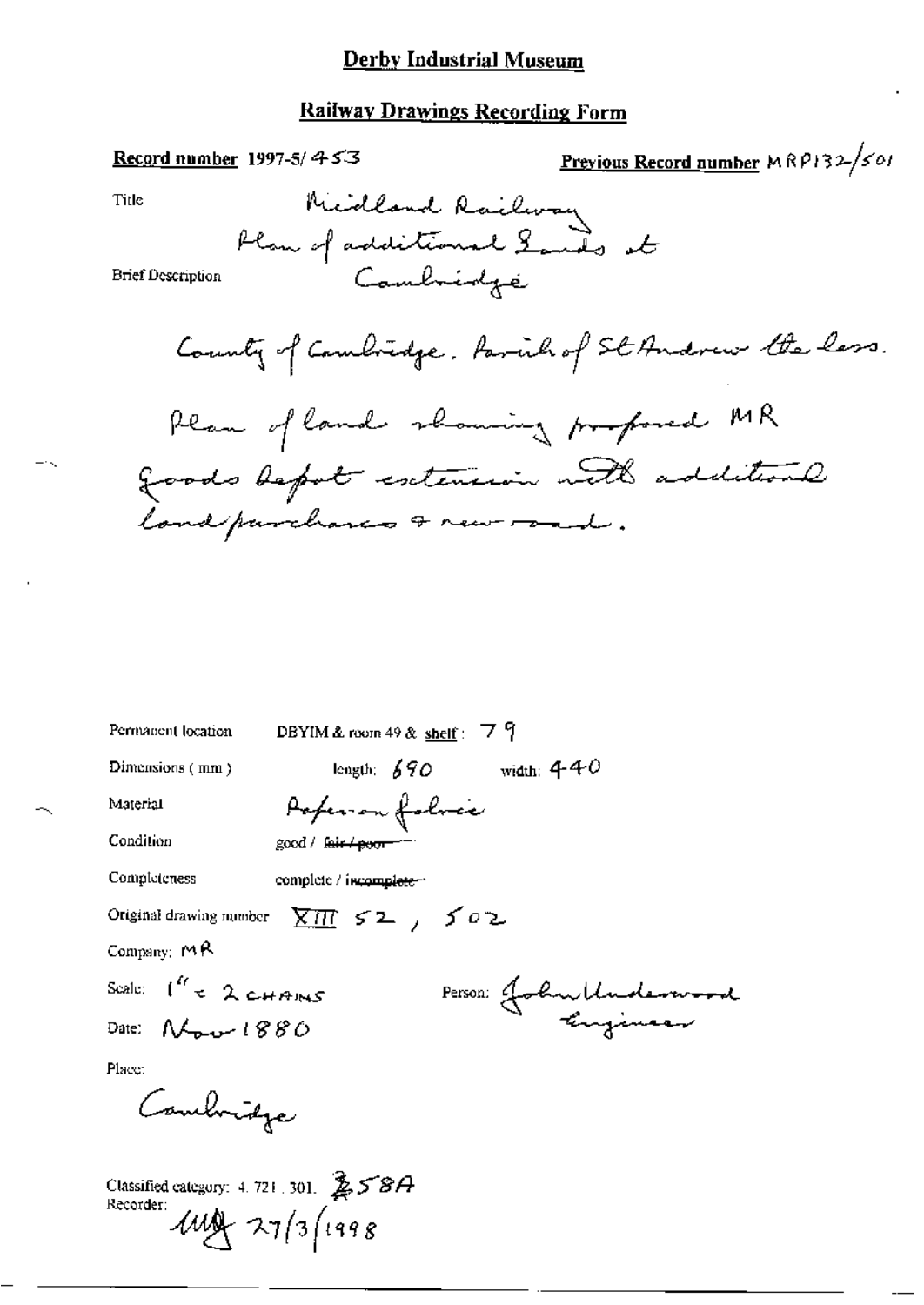# Derby Industrial Museum

## Railway Drawings Recording Form

**Record number** 1997-5/ 453

**Previous Record number** MRP132/501

Title

Midland Railway
Plan of additional Lands at
Cambridge

Brief Description

County of Cambridge. Parish of St Andrew the less.

Plan of land showing proposed MR
Goods Depot extension with additional
land purchases & new road.

Permanent location DBYIM & room 49 & shelf : 79

Dimensions (mm) length: 690 width: 440

Material Paper on fabric

Condition good / ~~fair / poor~~

Completeness complete / ~~incomplete~~

Original drawing number XIII 52 , 502

Company: MR

Scale: 1" = 2 CHAINS

Person: John Underwood
Engineer

Date: Nov 1880

Place:

Cambridge

Classified category: 4. 721. 301. 258A

Recorder:

MY 27/3/1998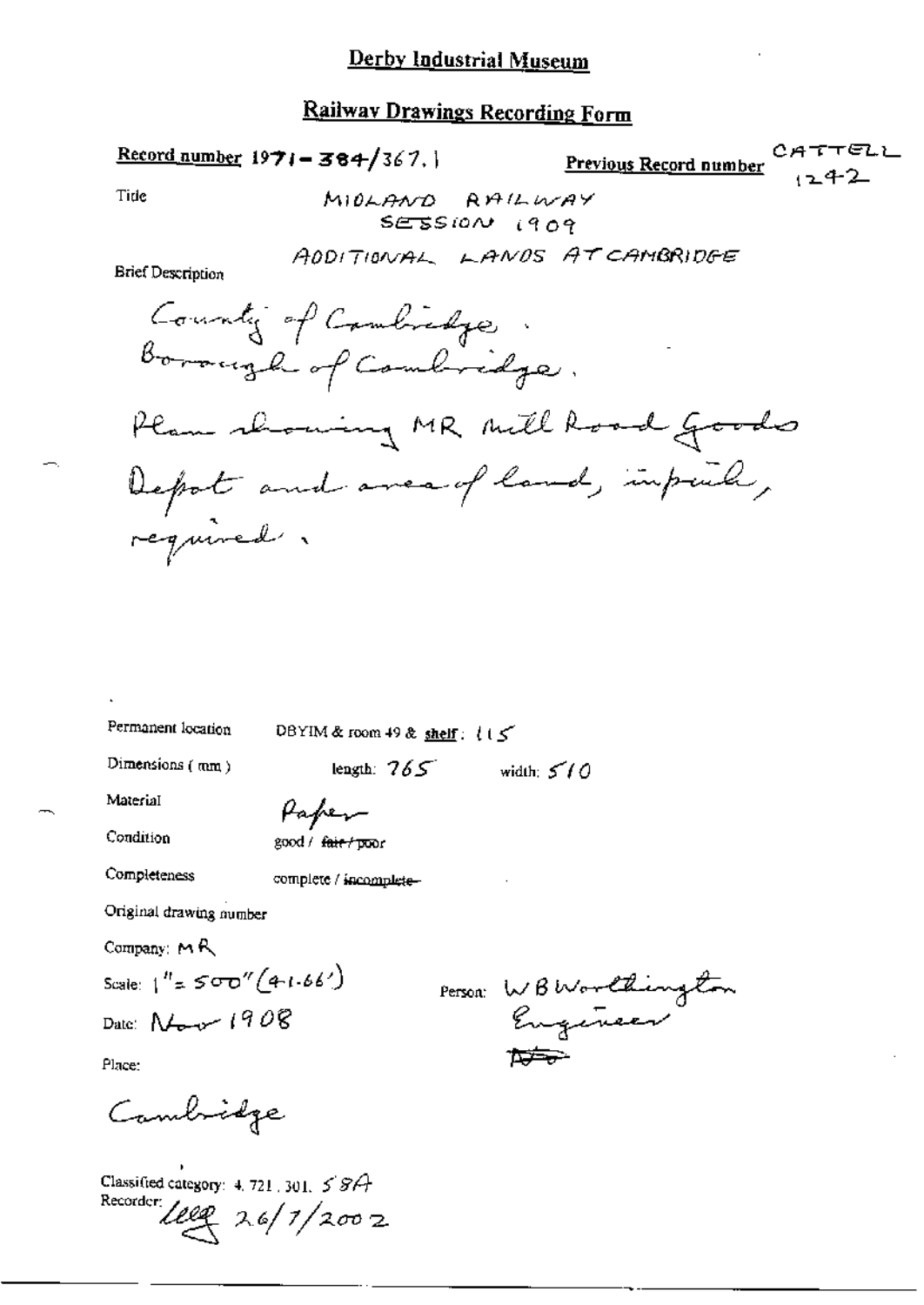# Derby Industrial Museum

## Railway Drawings Recording Form

**Record number** 1971-384/367.1

**Previous Record number** CATTELL 1242

Title: MIDLAND RAILWAY SESSION 1909

ADDITIONAL LANDS AT CAMBRIDGE

Brief Description

County of Cambridge.
Borough of Cambridge.

Plan showing MR Mill Road Goods Depot and area of land, in pink, required.

Permanent location: DBYIM & room 49 & **shelf**: 115

Dimensions (mm): length: 765 width: 510

Material: Paper

Condition: good / ~~fair / poor~~

Completeness: complete / ~~incomplete~~

Original drawing number

Company: MR

Scale: 1" = 500" (41.66')

Person: W B Worthington Engineer ~~A&o~~

Date: Nov 1908

Place:

Cambridge

Classified category: 4.721.301. 58A

Recorder: ~~lllg~~ 26/7/2002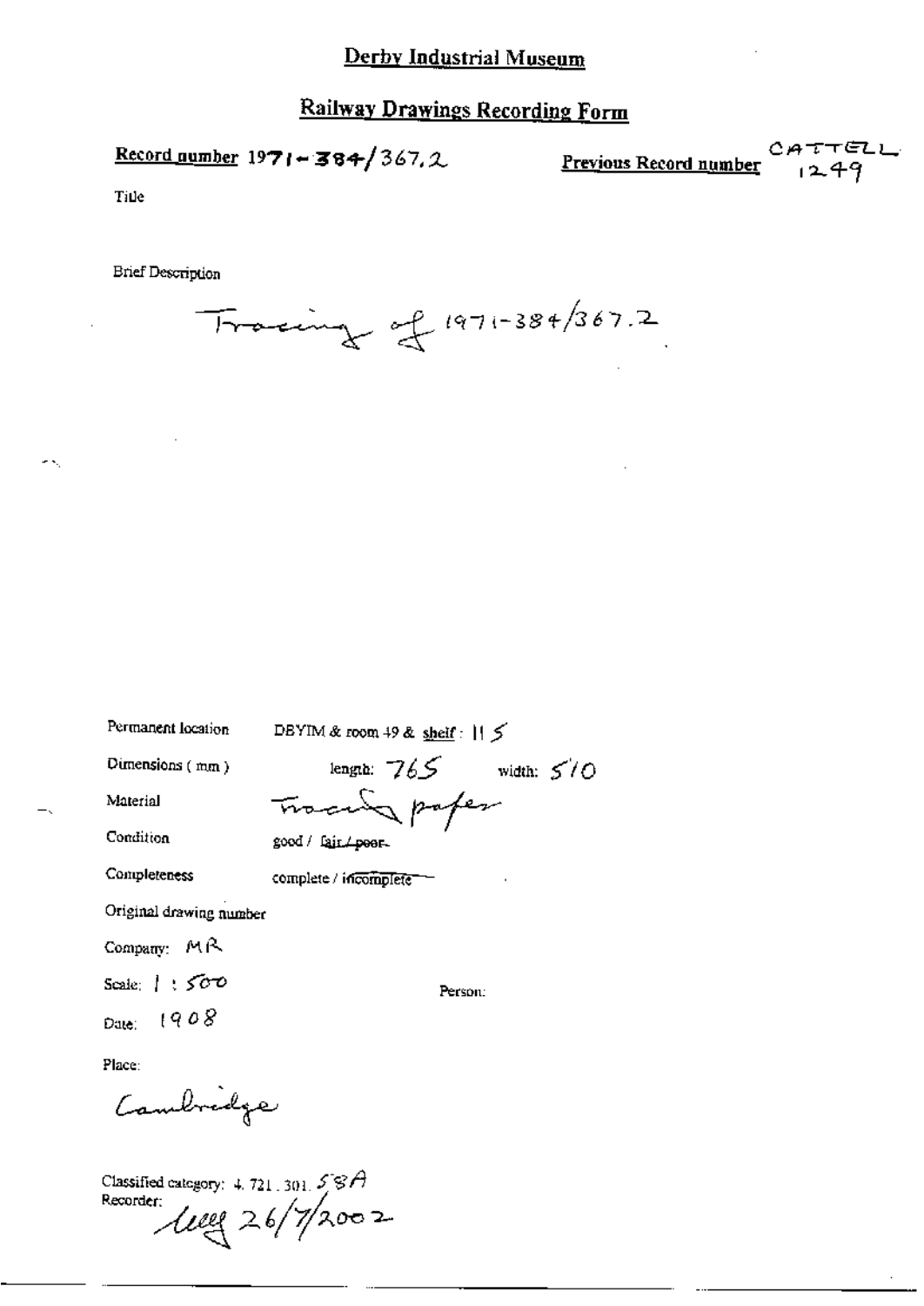# Derby Industrial Museum

## Railway Drawings Recording Form

**Record number** 1971-384/367.2

**Previous Record number** CATTELL 1249

Title

Brief Description

Tracing of 1971-384/367.2

Permanent location: DBYIM & room 49 & shelf: 115

Dimensions (mm): length: 765 width: 510

Material: Tracing paper

Condition: good / ~~fair / poor~~

Completeness: complete / ~~incomplete~~

Original drawing number

Company: MR

Scale: 1 : 500

Person:

Date: 1908

Place:

Cambridge

Classified category: 4.721.301.58A

Recorder: [signature] 26/7/2002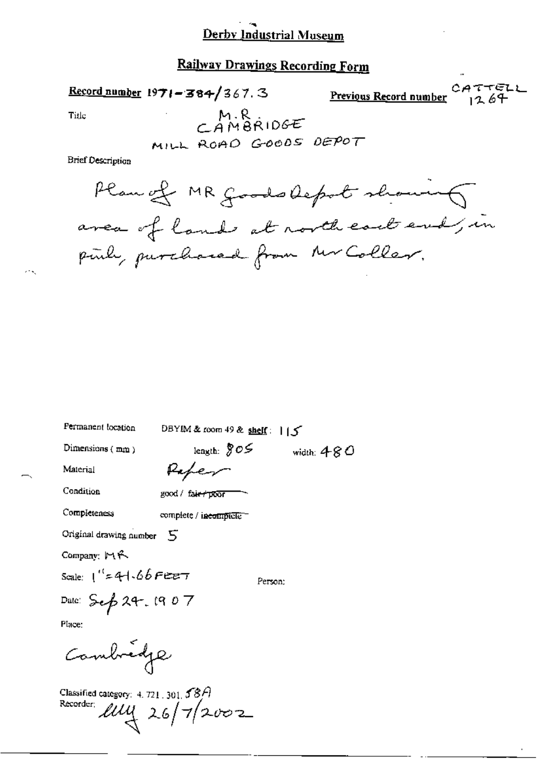# Derby Industrial Museum

## Railway Drawings Recording Form

**Record number** 1971-384/367.3

**Previous Record number** CATTELL 1264

Title M.R. CAMBRIDGE MILL ROAD GOODS DEPOT

Brief Description

Plan of MR Goods Depot showing area of land at north east end, in pink, purchased from Mr Coller.

Permanent location DBYIM & room 49 & shelf: 115

Dimensions (mm) length: 805 width: 480

Material Paper

Condition good / ~~fair / poor~~

Completeness complete / ~~incomplete~~

Original drawing number 5

Company: MR

Scale: 1" = 41.66 FEET

Person:

Date: Sep 24. 1907

Place:

Cambridge

Classified category: 4.721.301.58A

Recorder: lly 26/7/2002